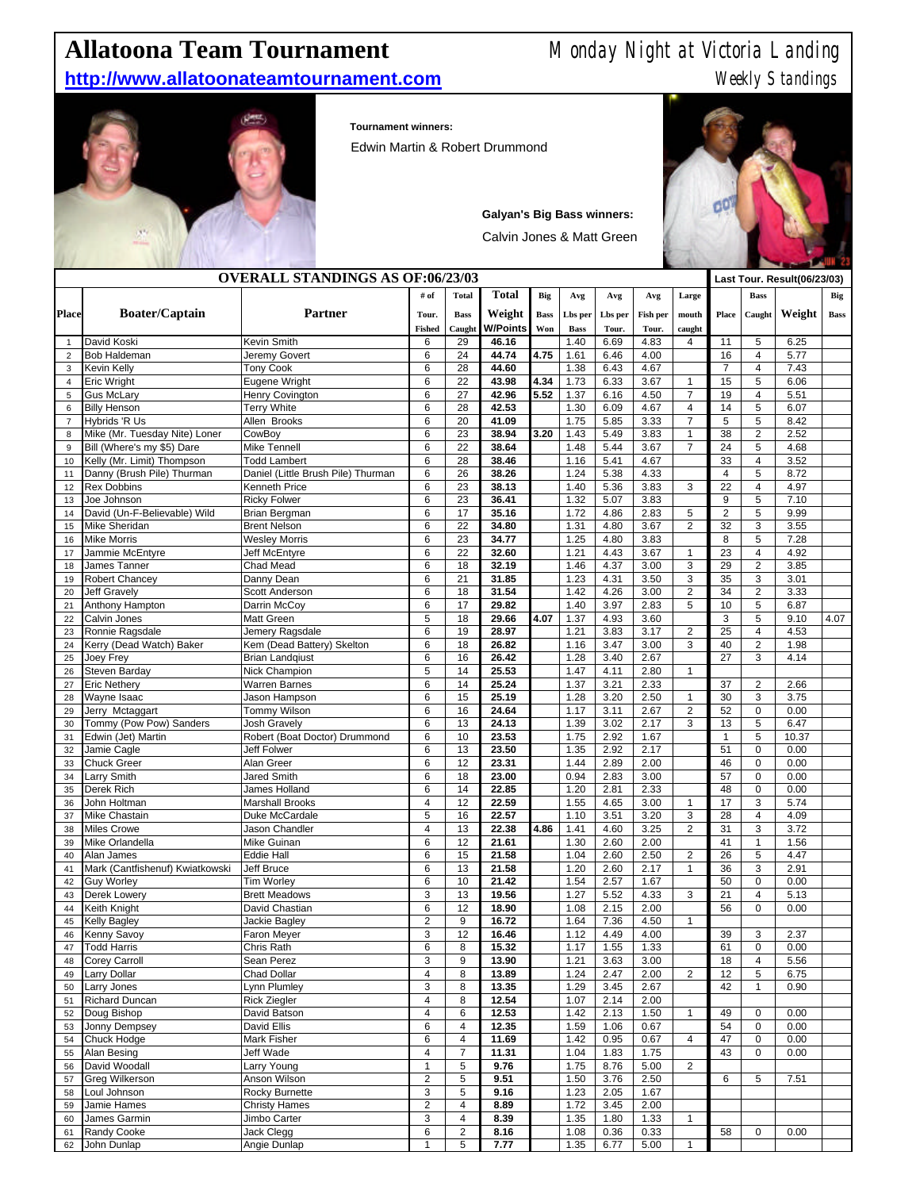# Allatoona Team Tournament

**http://www.allatoonateamtournament.com**

Monday Night at Victoria Landing

Weekly Standings

**Tournament winners:**

Edwin Martin & Robert Drummond

**Galyan's Big Bass winners:**

Calvin Jones & Matt Green

| OVERALL STANDINGS AS OF:06/23/03 | | | | | | | | | | | | Last Tour. Result(06/23/03) | | | |
|---|---|---|---|---|---|---|---|---|---|---|---|---|---|---|---|
| Place | Boater/Captain | Partner | # of Tour. Fished | Total Bass Caught | Total Weight W/Points | Big Bass Won | Avg Lbs per Bass | Avg Lbs per Tour. | Avg Fish per Tour. | Large mouth caught | Place | Bass Caught | Weight | Big Bass |
| 1 | David Koski | Kevin Smith | 6 | 29 | 46.16 | | 1.40 | 6.69 | 4.83 | 4 | 11 | 5 | 6.25 | |
| 2 | Bob Haldeman | Jeremy Govert | 6 | 24 | 44.74 | 4.75 | 1.61 | 6.46 | 4.00 | | 16 | 4 | 5.77 | |
| 3 | Kevin Kelly | Tony Cook | 6 | 28 | 44.60 | | 1.38 | 6.43 | 4.67 | | 7 | 4 | 7.43 | |
| 4 | Eric Wright | Eugene Wright | 6 | 22 | 43.98 | 4.34 | 1.73 | 6.33 | 3.67 | 1 | 15 | 5 | 6.06 | |
| 5 | Gus McLary | Henry Covington | 6 | 27 | 42.96 | 5.52 | 1.37 | 6.16 | 4.50 | 7 | 19 | 4 | 5.51 | |
| 6 | Billy Henson | Terry White | 6 | 28 | 42.53 | | 1.30 | 6.09 | 4.67 | 4 | 14 | 5 | 6.07 | |
| 7 | Hybrids 'R Us | Allen Brooks | 6 | 20 | 41.09 | | 1.75 | 5.85 | 3.33 | 7 | 5 | 5 | 8.42 | |
| 8 | Mike (Mr. Tuesday Nite) Loner | CowBoy | 6 | 23 | 38.94 | 3.20 | 1.43 | 5.49 | 3.83 | 1 | 38 | 2 | 2.52 | |
| 9 | Bill (Where's my $5) Dare | Mike Tennell | 6 | 22 | 38.64 | | 1.48 | 5.44 | 3.67 | 7 | 24 | 5 | 4.68 | |
| 10 | Kelly (Mr. Limit) Thompson | Todd Lambert | 6 | 28 | 38.46 | | 1.16 | 5.41 | 4.67 | | 33 | 4 | 3.52 | |
| 11 | Danny (Brush Pile) Thurman | Daniel (Little Brush Pile) Thurman | 6 | 26 | 38.26 | | 1.24 | 5.38 | 4.33 | | 4 | 5 | 8.72 | |
| 12 | Rex Dobbins | Kenneth Price | 6 | 23 | 38.13 | | 1.40 | 5.36 | 3.83 | 3 | 22 | 4 | 4.97 | |
| 13 | Joe Johnson | Ricky Folwer | 6 | 23 | 36.41 | | 1.32 | 5.07 | 3.83 | | 9 | 5 | 7.10 | |
| 14 | David (Un-F-Believable) Wild | Brian Bergman | 6 | 17 | 35.16 | | 1.72 | 4.86 | 2.83 | 5 | 2 | 5 | 9.99 | |
| 15 | Mike Sheridan | Brent Nelson | 6 | 22 | 34.80 | | 1.31 | 4.80 | 3.67 | 2 | 32 | 3 | 3.55 | |
| 16 | Mike Morris | Wesley Morris | 6 | 23 | 34.77 | | 1.25 | 4.80 | 3.83 | | 8 | 5 | 7.28 | |
| 17 | Jammie McEntyre | Jeff McEntyre | 6 | 22 | 32.60 | | 1.21 | 4.43 | 3.67 | 1 | 23 | 4 | 4.92 | |
| 18 | James Tanner | Chad Mead | 6 | 18 | 32.19 | | 1.46 | 4.37 | 3.00 | 3 | 29 | 2 | 3.85 | |
| 19 | Robert Chancey | Danny Dean | 6 | 21 | 31.85 | | 1.23 | 4.31 | 3.50 | 3 | 35 | 3 | 3.01 | |
| 20 | Jeff Gravely | Scott Anderson | 6 | 18 | 31.54 | | 1.42 | 4.26 | 3.00 | 2 | 34 | 2 | 3.33 | |
| 21 | Anthony Hampton | Darrin McCoy | 6 | 17 | 29.82 | | 1.40 | 3.97 | 2.83 | 5 | 10 | 5 | 6.87 | |
| 22 | Calvin Jones | Matt Green | 5 | 18 | 29.66 | 4.07 | 1.37 | 4.93 | 3.60 | | 3 | 5 | 9.10 | 4.07 |
| 23 | Ronnie Ragsdale | Jemery Ragsdale | 6 | 19 | 28.97 | | 1.21 | 3.83 | 3.17 | 2 | 25 | 4 | 4.53 | |
| 24 | Kerry (Dead Watch) Baker | Kem (Dead Battery) Skelton | 6 | 18 | 26.82 | | 1.16 | 3.47 | 3.00 | 3 | 40 | 2 | 1.98 | |
| 25 | Joey Frey | Brian Landqiust | 6 | 16 | 26.42 | | 1.28 | 3.40 | 2.67 | | 27 | 3 | 4.14 | |
| 26 | Steven Barday | Nick Champion | 5 | 14 | 25.53 | | 1.47 | 4.11 | 2.80 | 1 | | | | |
| 27 | Eric Nethery | Warren Barnes | 6 | 14 | 25.24 | | 1.37 | 3.21 | 2.33 | | 37 | 2 | 2.66 | |
| 28 | Wayne Isaac | Jason Hampson | 6 | 15 | 25.19 | | 1.28 | 3.20 | 2.50 | 1 | 30 | 3 | 3.75 | |
| 29 | Jerry Mctaggart | Tommy Wilson | 6 | 16 | 24.64 | | 1.17 | 3.11 | 2.67 | 2 | 52 | 0 | 0.00 | |
| 30 | Tommy (Pow Pow) Sanders | Josh Gravely | 6 | 13 | 24.13 | | 1.39 | 3.02 | 2.17 | 3 | 13 | 5 | 6.47 | |
| 31 | Edwin (Jet) Martin | Robert (Boat Doctor) Drummond | 6 | 10 | 23.53 | | 1.75 | 2.92 | 1.67 | | 1 | 5 | 10.37 | |
| 32 | Jamie Cagle | Jeff Folwer | 6 | 13 | 23.50 | | 1.35 | 2.92 | 2.17 | | 51 | 0 | 0.00 | |
| 33 | Chuck Greer | Alan Greer | 6 | 12 | 23.31 | | 1.44 | 2.89 | 2.00 | | 46 | 0 | 0.00 | |
| 34 | Larry Smith | Jared Smith | 6 | 18 | 23.00 | | 0.94 | 2.83 | 3.00 | | 57 | 0 | 0.00 | |
| 35 | Derek Rich | James Holland | 6 | 14 | 22.85 | | 1.20 | 2.81 | 2.33 | | 48 | 0 | 0.00 | |
| 36 | John Holtman | Marshall Brooks | 4 | 12 | 22.59 | | 1.55 | 4.65 | 3.00 | 1 | 17 | 3 | 5.74 | |
| 37 | Mike Chastain | Duke McCardale | 5 | 16 | 22.57 | | 1.10 | 3.51 | 3.20 | 3 | 28 | 4 | 4.09 | |
| 38 | Miles Crowe | Jason Chandler | 4 | 13 | 22.38 | 4.86 | 1.41 | 4.60 | 3.25 | 2 | 31 | 3 | 3.72 | |
| 39 | Mike Orlandella | Mike Guinan | 6 | 12 | 21.61 | | 1.30 | 2.60 | 2.00 | | 41 | 1 | 1.56 | |
| 40 | Alan James | Eddie Hall | 6 | 15 | 21.58 | | 1.04 | 2.60 | 2.50 | 2 | 26 | 5 | 4.47 | |
| 41 | Mark (Cantfishenuf) Kwiatkowski | Jeff Bruce | 6 | 13 | 21.58 | | 1.20 | 2.60 | 2.17 | 1 | 36 | 3 | 2.91 | |
| 42 | Guy Worley | Tim Worley | 6 | 10 | 21.42 | | 1.54 | 2.57 | 1.67 | | 50 | 0 | 0.00 | |
| 43 | Derek Lowery | Brett Meadows | 3 | 13 | 19.56 | | 1.27 | 5.52 | 4.33 | 3 | 21 | 4 | 5.13 | |
| 44 | Keith Knight | David Chastian | 6 | 12 | 18.90 | | 1.08 | 2.15 | 2.00 | | 56 | 0 | 0.00 | |
| 45 | Kelly Bagley | Jackie Bagley | 2 | 9 | 16.72 | | 1.64 | 7.36 | 4.50 | 1 | | | | |
| 46 | Kenny Savoy | Faron Meyer | 3 | 12 | 16.46 | | 1.12 | 4.49 | 4.00 | | 39 | 3 | 2.37 | |
| 47 | Todd Harris | Chris Rath | 6 | 8 | 15.32 | | 1.17 | 1.55 | 1.33 | | 61 | 0 | 0.00 | |
| 48 | Corey Carroll | Sean Perez | 3 | 9 | 13.90 | | 1.21 | 3.63 | 3.00 | | 18 | 4 | 5.56 | |
| 49 | Larry Dollar | Chad Dollar | 4 | 8 | 13.89 | | 1.24 | 2.47 | 2.00 | 2 | 12 | 5 | 6.75 | |
| 50 | Larry Jones | Lynn Plumley | 3 | 8 | 13.35 | | 1.29 | 3.45 | 2.67 | | 42 | 1 | 0.90 | |
| 51 | Richard Duncan | Rick Ziegler | 4 | 8 | 12.54 | | 1.07 | 2.14 | 2.00 | | | | | |
| 52 | Doug Bishop | David Batson | 4 | 6 | 12.53 | | 1.42 | 2.13 | 1.50 | 1 | 49 | 0 | 0.00 | |
| 53 | Jonny Dempsey | David Ellis | 6 | 4 | 12.35 | | 1.59 | 1.06 | 0.67 | | 54 | 0 | 0.00 | |
| 54 | Chuck Hodge | Mark Fisher | 6 | 4 | 11.69 | | 1.42 | 0.95 | 0.67 | 4 | 47 | 0 | 0.00 | |
| 55 | Alan Besing | Jeff Wade | 4 | 7 | 11.31 | | 1.04 | 1.83 | 1.75 | | 43 | 0 | 0.00 | |
| 56 | David Woodall | Larry Young | 1 | 5 | 9.76 | | 1.75 | 8.76 | 5.00 | 2 | | | | |
| 57 | Greg Wilkerson | Anson Wilson | 2 | 5 | 9.51 | | 1.50 | 3.76 | 2.50 | | 6 | 5 | 7.51 | |
| 58 | Loul Johnson | Rocky Burnette | 3 | 5 | 9.16 | | 1.23 | 2.05 | 1.67 | | | | | |
| 59 | Jamie Hames | Christy Hames | 2 | 4 | 8.89 | | 1.72 | 3.45 | 2.00 | | | | | |
| 60 | James Garmin | Jimbo Carter | 3 | 4 | 8.39 | | 1.35 | 1.80 | 1.33 | 1 | | | | |
| 61 | Randy Cooke | Jack Clegg | 6 | 2 | 8.16 | | 1.08 | 0.36 | 0.33 | | 58 | 0 | 0.00 | |
| 62 | John Dunlap | Angie Dunlap | 1 | 5 | 7.77 | | 1.35 | 6.77 | 5.00 | 1 | | | | |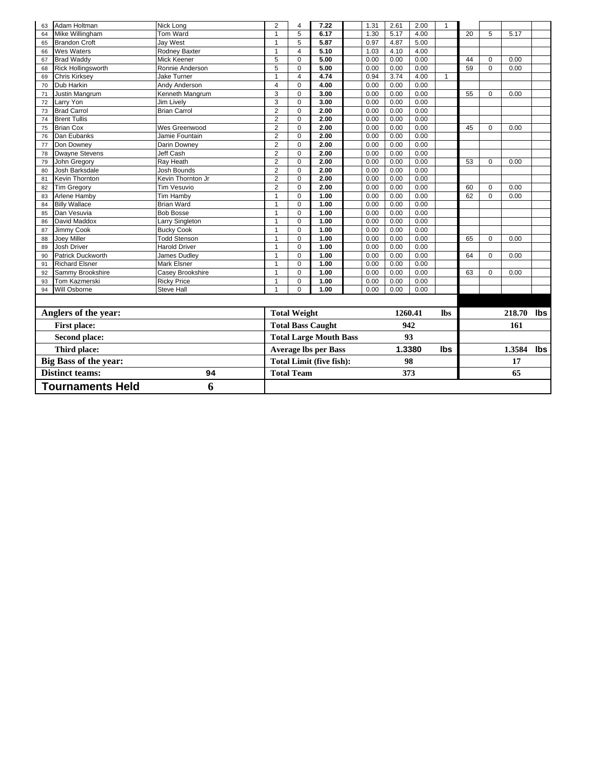| | | | | | | | | | | | | | | | |
|---|---|---|---|---|---|---|---|---|---|---|---|---|---|---|---|
| 63 | Adam Holtman | Nick Long | 2 | 4 | **7.22** | | 1.31 | 2.61 | 2.00 | 1 | | | | |
| 64 | Mike Willingham | Tom Ward | 1 | 5 | **6.17** | | 1.30 | 5.17 | 4.00 | | 20 | 5 | 5.17 | |
| 65 | Brandon Croft | Jay West | 1 | 5 | **5.87** | | 0.97 | 4.87 | 5.00 | | | | | |
| 66 | Wes Waters | Rodney Baxter | 1 | 4 | **5.10** | | 1.03 | 4.10 | 4.00 | | | | | |
| 67 | Brad Waddy | Mick Keener | 5 | 0 | **5.00** | | 0.00 | 0.00 | 0.00 | | 44 | 0 | 0.00 | |
| 68 | Rick Hollingsworth | Ronnie Anderson | 5 | 0 | **5.00** | | 0.00 | 0.00 | 0.00 | | 59 | 0 | 0.00 | |
| 69 | Chris Kirksey | Jake Turner | 1 | 4 | **4.74** | | 0.94 | 3.74 | 4.00 | 1 | | | | |
| 70 | Dub Harkin | Andy Anderson | 4 | 0 | **4.00** | | 0.00 | 0.00 | 0.00 | | | | | |
| 71 | Justin Mangrum | Kenneth Mangrum | 3 | 0 | **3.00** | | 0.00 | 0.00 | 0.00 | | 55 | 0 | 0.00 | |
| 72 | Larry Yon | Jim Lively | 3 | 0 | **3.00** | | 0.00 | 0.00 | 0.00 | | | | | |
| 73 | Brad Carrol | Brian Carrol | 2 | 0 | **2.00** | | 0.00 | 0.00 | 0.00 | | | | | |
| 74 | Brent Tullis | | 2 | 0 | **2.00** | | 0.00 | 0.00 | 0.00 | | | | | |
| 75 | Brian Cox | Wes Greenwood | 2 | 0 | **2.00** | | 0.00 | 0.00 | 0.00 | | 45 | 0 | 0.00 | |
| 76 | Dan Eubanks | Jamie Fountain | 2 | 0 | **2.00** | | 0.00 | 0.00 | 0.00 | | | | | |
| 77 | Don Downey | Darin Downey | 2 | 0 | **2.00** | | 0.00 | 0.00 | 0.00 | | | | | |
| 78 | Dwayne Stevens | Jeff Cash | 2 | 0 | **2.00** | | 0.00 | 0.00 | 0.00 | | | | | |
| 79 | John Gregory | Ray Heath | 2 | 0 | **2.00** | | 0.00 | 0.00 | 0.00 | | 53 | 0 | 0.00 | |
| 80 | Josh Barksdale | Josh Bounds | 2 | 0 | **2.00** | | 0.00 | 0.00 | 0.00 | | | | | |
| 81 | Kevin Thornton | Kevin Thornton Jr | 2 | 0 | **2.00** | | 0.00 | 0.00 | 0.00 | | | | | |
| 82 | Tim Gregory | Tim Vesuvio | 2 | 0 | **2.00** | | 0.00 | 0.00 | 0.00 | | 60 | 0 | 0.00 | |
| 83 | Arlene Hamby | Tim Hamby | 1 | 0 | **1.00** | | 0.00 | 0.00 | 0.00 | | 62 | 0 | 0.00 | |
| 84 | Billy Wallace | Brian Ward | 1 | 0 | **1.00** | | 0.00 | 0.00 | 0.00 | | | | | |
| 85 | Dan Vesuvia | Bob Bosse | 1 | 0 | **1.00** | | 0.00 | 0.00 | 0.00 | | | | | |
| 86 | David Maddox | Larry Singleton | 1 | 0 | **1.00** | | 0.00 | 0.00 | 0.00 | | | | | |
| 87 | Jimmy Cook | Bucky Cook | 1 | 0 | **1.00** | | 0.00 | 0.00 | 0.00 | | | | | |
| 88 | Joey Miller | Todd Stenson | 1 | 0 | **1.00** | | 0.00 | 0.00 | 0.00 | | 65 | 0 | 0.00 | |
| 89 | Josh Driver | Harold Driver | 1 | 0 | **1.00** | | 0.00 | 0.00 | 0.00 | | | | | |
| 90 | Patrick Duckworth | James Dudley | 1 | 0 | **1.00** | | 0.00 | 0.00 | 0.00 | | 64 | 0 | 0.00 | |
| 91 | Richard Elsner | Mark Elsner | 1 | 0 | **1.00** | | 0.00 | 0.00 | 0.00 | | | | | |
| 92 | Sammy Brookshire | Casey Brookshire | 1 | 0 | **1.00** | | 0.00 | 0.00 | 0.00 | | 63 | 0 | 0.00 | |
| 93 | Tom Kazmerski | Ricky Price | 1 | 0 | **1.00** | | 0.00 | 0.00 | 0.00 | | | | | |
| 94 | Will Osborne | Steve Hall | 1 | 0 | **1.00** | | 0.00 | 0.00 | 0.00 | | | | | |

| | | | | | | |
|---|---|---|---|---|---|---|
| **Anglers of the year:** | | **Total Weight** | **1260.41** | **lbs** | **218.70** | **lbs** |
| **First place:** | | **Total Bass Caught** | **942** | | **161** | |
| **Second place:** | | **Total Large Mouth Bass** | **93** | | | |
| **Third place:** | | **Average lbs per Bass** | **1.3380** | **lbs** | **1.3584** | **lbs** |
| **Big Bass of the year:** | | **Total Limit (five fish):** | **98** | | **17** | |
| **Distinct teams:** | **94** | **Total Team** | **373** | | **65** | |
| **Tournaments Held** | **6** | | | | | |